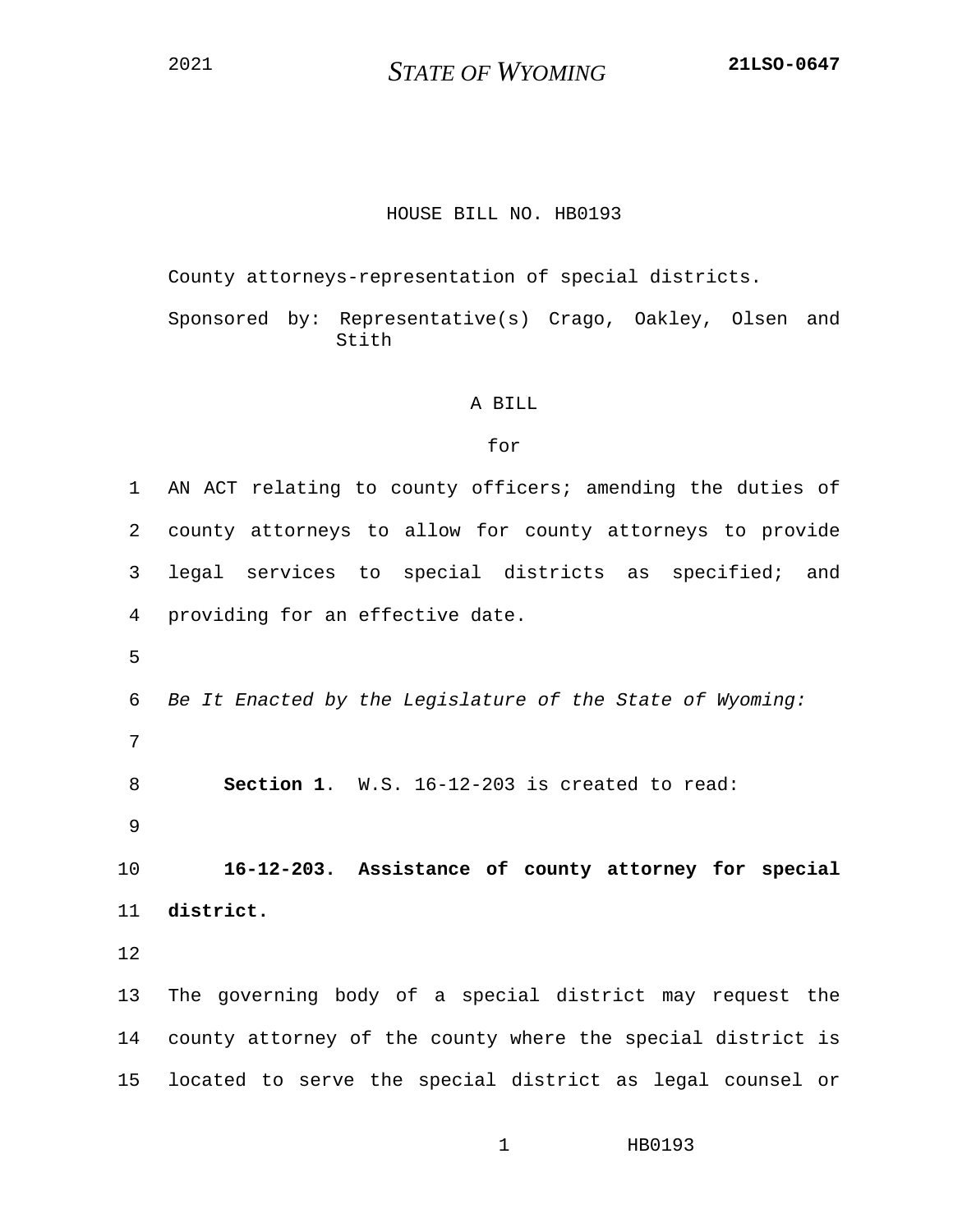2021 **STATE OF WYOMING** **21LSO-0647**

HOUSE BILL NO. HB0193

County attorneys-representation of special districts.

Sponsored by: Representative(s) Crago, Oakley, Olsen and Stith

A BILL

for

AN ACT relating to county officers; amending the duties of county attorneys to allow for county attorneys to provide legal services to special districts as specified; and providing for an effective date.

*Be It Enacted by the Legislature of the State of Wyoming:*

**Section 1**. W.S. 16-12-203 is created to read:

**16-12-203. Assistance of county attorney for special district.**

The governing body of a special district may request the county attorney of the county where the special district is located to serve the special district as legal counsel or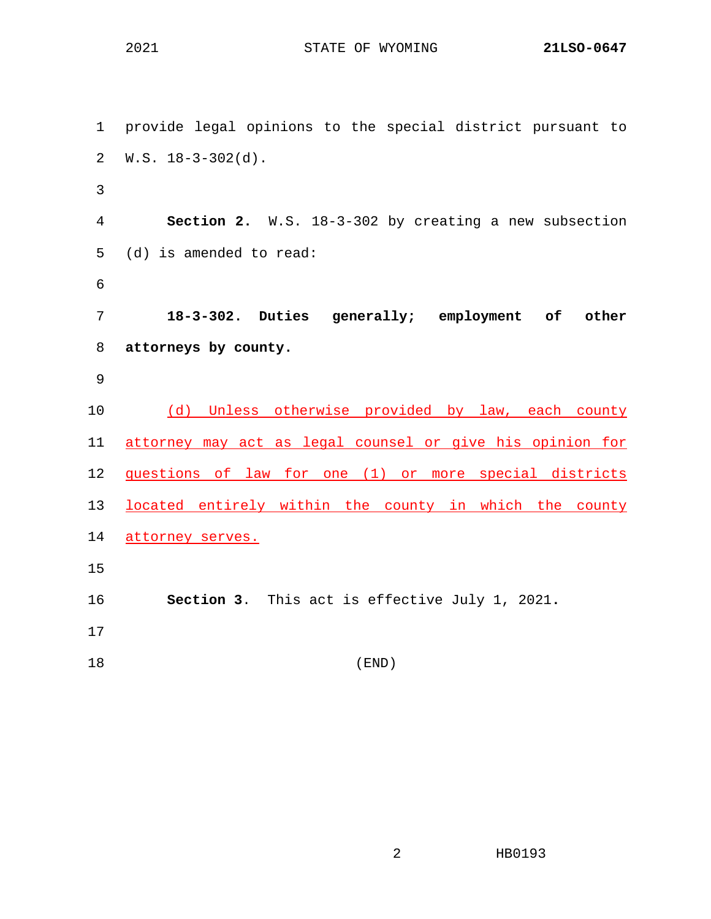provide legal opinions to the special district pursuant to W.S. 18-3-302(d).

**Section 2.** W.S. 18-3-302 by creating a new subsection (d) is amended to read:

**18-3-302. Duties generally; employment of other attorneys by county.**

<u>(d) Unless otherwise provided by law, each county attorney may act as legal counsel or give his opinion for questions of law for one (1) or more special districts located entirely within the county in which the county attorney serves.</u>

**Section 3.** This act is effective July 1, 2021.

(END)